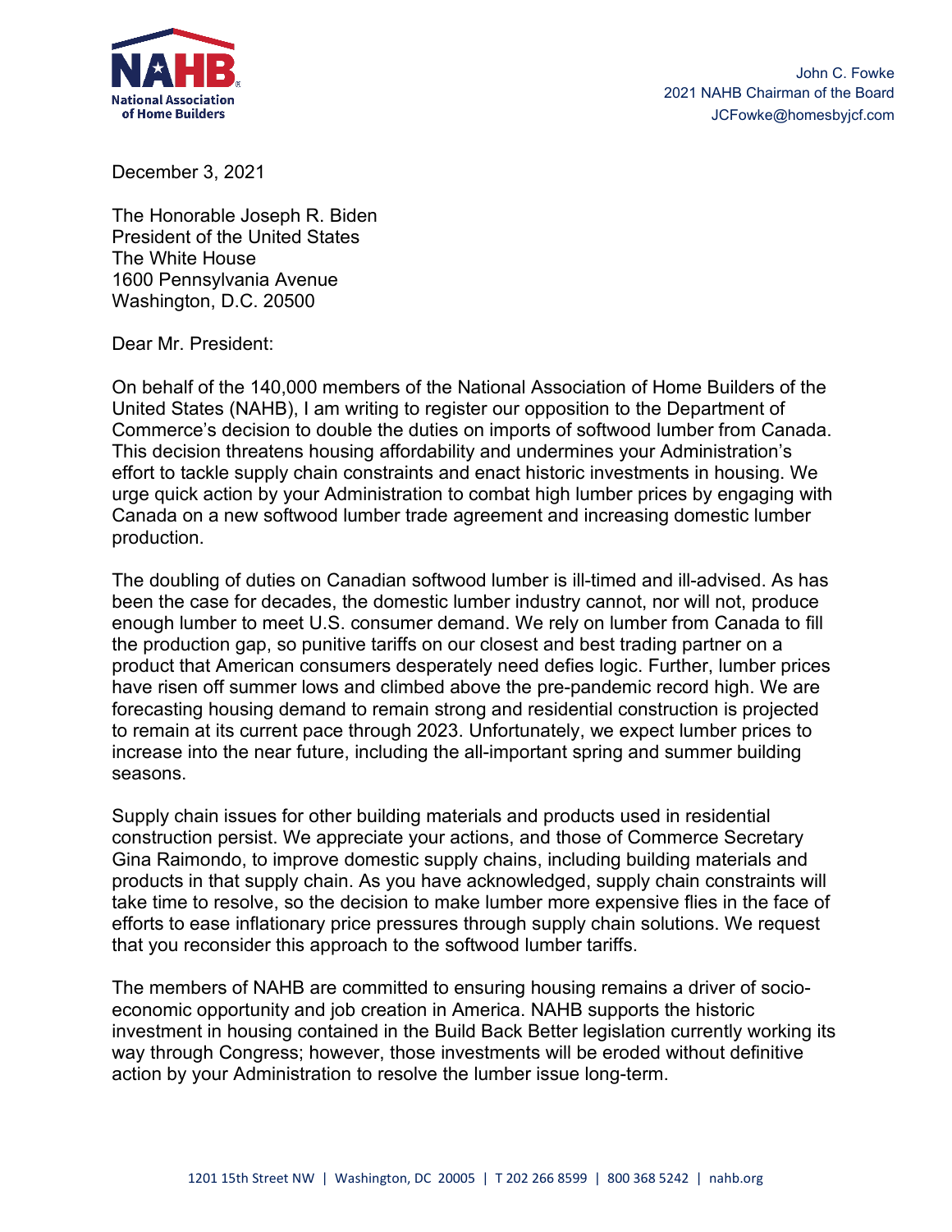**NAHB**
**National Association of Home Builders**

John C. Fowke
2021 NAHB Chairman of the Board
JCFowke@homesbyjcf.com

December 3, 2021

The Honorable Joseph R. Biden
President of the United States
The White House
1600 Pennsylvania Avenue
Washington, D.C. 20500

Dear Mr. President:

On behalf of the 140,000 members of the National Association of Home Builders of the United States (NAHB), I am writing to register our opposition to the Department of Commerce's decision to double the duties on imports of softwood lumber from Canada. This decision threatens housing affordability and undermines your Administration's effort to tackle supply chain constraints and enact historic investments in housing. We urge quick action by your Administration to combat high lumber prices by engaging with Canada on a new softwood lumber trade agreement and increasing domestic lumber production.

The doubling of duties on Canadian softwood lumber is ill-timed and ill-advised. As has been the case for decades, the domestic lumber industry cannot, nor will not, produce enough lumber to meet U.S. consumer demand. We rely on lumber from Canada to fill the production gap, so punitive tariffs on our closest and best trading partner on a product that American consumers desperately need defies logic. Further, lumber prices have risen off summer lows and climbed above the pre-pandemic record high. We are forecasting housing demand to remain strong and residential construction is projected to remain at its current pace through 2023. Unfortunately, we expect lumber prices to increase into the near future, including the all-important spring and summer building seasons.

Supply chain issues for other building materials and products used in residential construction persist. We appreciate your actions, and those of Commerce Secretary Gina Raimondo, to improve domestic supply chains, including building materials and products in that supply chain. As you have acknowledged, supply chain constraints will take time to resolve, so the decision to make lumber more expensive flies in the face of efforts to ease inflationary price pressures through supply chain solutions. We request that you reconsider this approach to the softwood lumber tariffs.

The members of NAHB are committed to ensuring housing remains a driver of socio-economic opportunity and job creation in America. NAHB supports the historic investment in housing contained in the Build Back Better legislation currently working its way through Congress; however, those investments will be eroded without definitive action by your Administration to resolve the lumber issue long-term.

1201 15th Street NW | Washington, DC 20005 | T 202 266 8599 | 800 368 5242 | nahb.org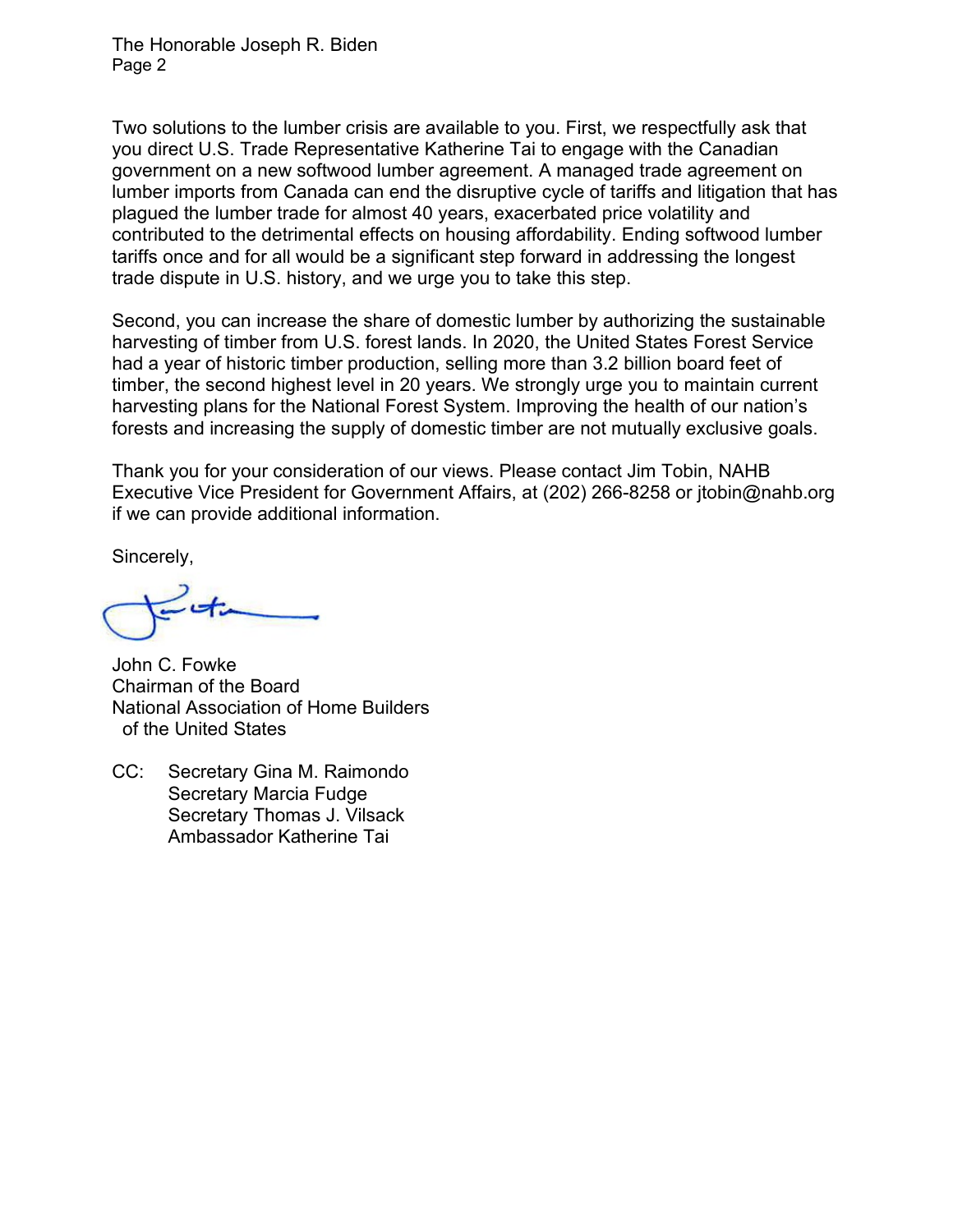Two solutions to the lumber crisis are available to you. First, we respectfully ask that you direct U.S. Trade Representative Katherine Tai to engage with the Canadian government on a new softwood lumber agreement. A managed trade agreement on lumber imports from Canada can end the disruptive cycle of tariffs and litigation that has plagued the lumber trade for almost 40 years, exacerbated price volatility and contributed to the detrimental effects on housing affordability. Ending softwood lumber tariffs once and for all would be a significant step forward in addressing the longest trade dispute in U.S. history, and we urge you to take this step.

Second, you can increase the share of domestic lumber by authorizing the sustainable harvesting of timber from U.S. forest lands. In 2020, the United States Forest Service had a year of historic timber production, selling more than 3.2 billion board feet of timber, the second highest level in 20 years. We strongly urge you to maintain current harvesting plans for the National Forest System. Improving the health of our nation's forests and increasing the supply of domestic timber are not mutually exclusive goals.

Thank you for your consideration of our views. Please contact Jim Tobin, NAHB Executive Vice President for Government Affairs, at (202) 266-8258 or jtobin@nahb.org if we can provide additional information.

Sincerely,

John C. Fowke
Chairman of the Board
National Association of Home Builders
of the United States

CC: Secretary Gina M. Raimondo
Secretary Marcia Fudge
Secretary Thomas J. Vilsack
Ambassador Katherine Tai